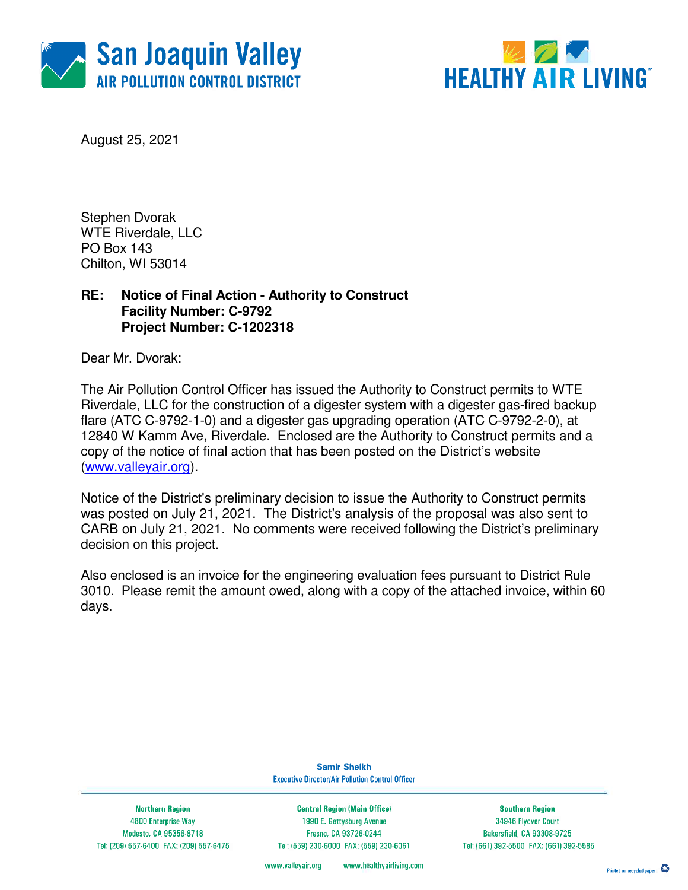San Joaquin Valley
AIR POLLUTION CONTROL DISTRICT

HEALTHY AIR LIVING™

August 25, 2021

Stephen Dvorak
WTE Riverdale, LLC
PO Box 143
Chilton, WI 53014

**RE: Notice of Final Action - Authority to Construct**
**Facility Number: C-9792**
**Project Number: C-1202318**

Dear Mr. Dvorak:

The Air Pollution Control Officer has issued the Authority to Construct permits to WTE Riverdale, LLC for the construction of a digester system with a digester gas-fired backup flare (ATC C-9792-1-0) and a digester gas upgrading operation (ATC C-9792-2-0), at 12840 W Kamm Ave, Riverdale. Enclosed are the Authority to Construct permits and a copy of the notice of final action that has been posted on the District's website (www.valleyair.org).

Notice of the District's preliminary decision to issue the Authority to Construct permits was posted on July 21, 2021. The District's analysis of the proposal was also sent to CARB on July 21, 2021. No comments were received following the District's preliminary decision on this project.

Also enclosed is an invoice for the engineering evaluation fees pursuant to District Rule 3010. Please remit the amount owed, along with a copy of the attached invoice, within 60 days.

Samir Sheikh
Executive Director/Air Pollution Control Officer

| Northern Region | Central Region (Main Office) | Southern Region |
| --- | --- | --- |
| 4800 Enterprise Way | 1990 E. Gettysburg Avenue | 34946 Flyover Court |
| Modesto, CA 95356-8718 | Fresno, CA 93726-0244 | Bakersfield, CA 93308-9725 |
| Tel: (209) 557-6400 FAX: (209) 557-6475 | Tel: (559) 230-6000 FAX: (559) 230-6061 | Tel: (661) 392-5500 FAX: (661) 392-5585 |

www.valleyair.org www.healthyairliving.com

Printed on recycled paper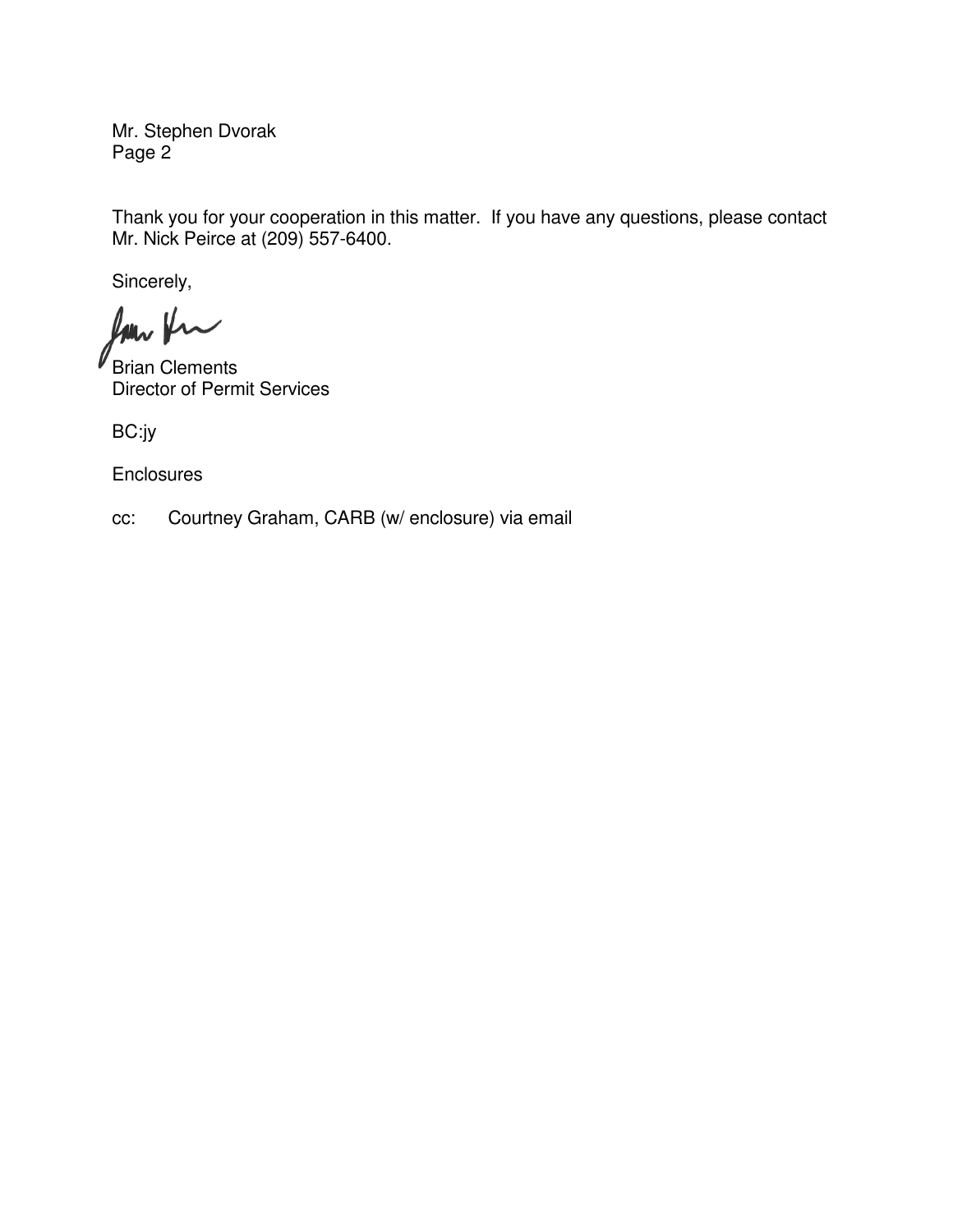Mr. Stephen Dvorak
Page 2

Thank you for your cooperation in this matter. If you have any questions, please contact Mr. Nick Peirce at (209) 557-6400.

Sincerely,

Brian Clements
Director of Permit Services

BC:jy

Enclosures

cc: Courtney Graham, CARB (w/ enclosure) via email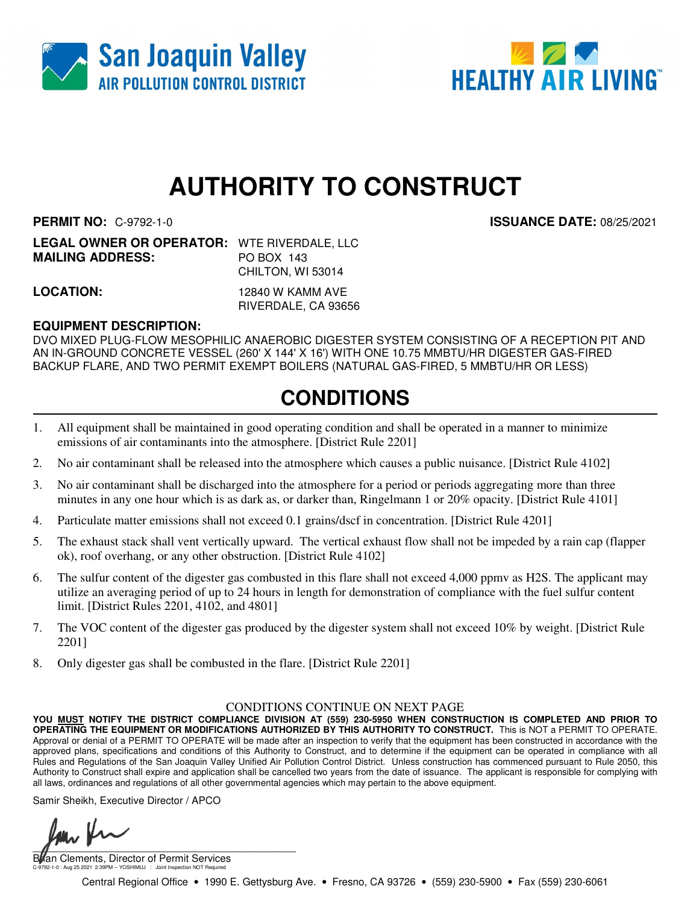# AUTHORITY TO CONSTRUCT

**PERMIT NO:** C-9792-1-0 **ISSUANCE DATE:** 08/25/2021

**LEGAL OWNER OR OPERATOR:** WTE RIVERDALE, LLC
**MAILING ADDRESS:** PO BOX 143
CHILTON, WI 53014

**LOCATION:** 12840 W KAMM AVE
RIVERDALE, CA 93656

**EQUIPMENT DESCRIPTION:**
DVO MIXED PLUG-FLOW MESOPHILIC ANAEROBIC DIGESTER SYSTEM CONSISTING OF A RECEPTION PIT AND AN IN-GROUND CONCRETE VESSEL (260' X 144' X 16') WITH ONE 10.75 MMBTU/HR DIGESTER GAS-FIRED BACKUP FLARE, AND TWO PERMIT EXEMPT BOILERS (NATURAL GAS-FIRED, 5 MMBTU/HR OR LESS)

## CONDITIONS

1. All equipment shall be maintained in good operating condition and shall be operated in a manner to minimize emissions of air contaminants into the atmosphere. [District Rule 2201]
2. No air contaminant shall be released into the atmosphere which causes a public nuisance. [District Rule 4102]
3. No air contaminant shall be discharged into the atmosphere for a period or periods aggregating more than three minutes in any one hour which is as dark as, or darker than, Ringelmann 1 or 20% opacity. [District Rule 4101]
4. Particulate matter emissions shall not exceed 0.1 grains/dscf in concentration. [District Rule 4201]
5. The exhaust stack shall vent vertically upward. The vertical exhaust flow shall not be impeded by a rain cap (flapper ok), roof overhang, or any other obstruction. [District Rule 4102]
6. The sulfur content of the digester gas combusted in this flare shall not exceed 4,000 ppmv as $H_2S$. The applicant may utilize an averaging period of up to 24 hours in length for demonstration of compliance with the fuel sulfur content limit. [District Rules 2201, 4102, and 4801]
7. The VOC content of the digester gas produced by the digester system shall not exceed 10% by weight. [District Rule 2201]
8. Only digester gas shall be combusted in the flare. [District Rule 2201]

CONDITIONS CONTINUE ON NEXT PAGE

**YOU MUST NOTIFY THE DISTRICT COMPLIANCE DIVISION AT (559) 230-5950 WHEN CONSTRUCTION IS COMPLETED AND PRIOR TO OPERATING THE EQUIPMENT OR MODIFICATIONS AUTHORIZED BY THIS AUTHORITY TO CONSTRUCT.** This is NOT a PERMIT TO OPERATE. Approval or denial of a PERMIT TO OPERATE will be made after an inspection to verify that the equipment has been constructed in accordance with the approved plans, specifications and conditions of this Authority to Construct, and to determine if the equipment can be operated in compliance with all Rules and Regulations of the San Joaquin Valley Unified Air Pollution Control District. Unless construction has commenced pursuant to Rule 2050, this Authority to Construct shall expire and application shall be cancelled two years from the date of issuance. The applicant is responsible for complying with all laws, ordinances and regulations of all other governmental agencies which may pertain to the above equipment.

Samir Sheikh, Executive Director / APCO

Brian Clements, Director of Permit Services

C-9792-1-0 : Aug 25 2021 2:39PM -- YOSHIMUJ : Joint Inspection NOT Required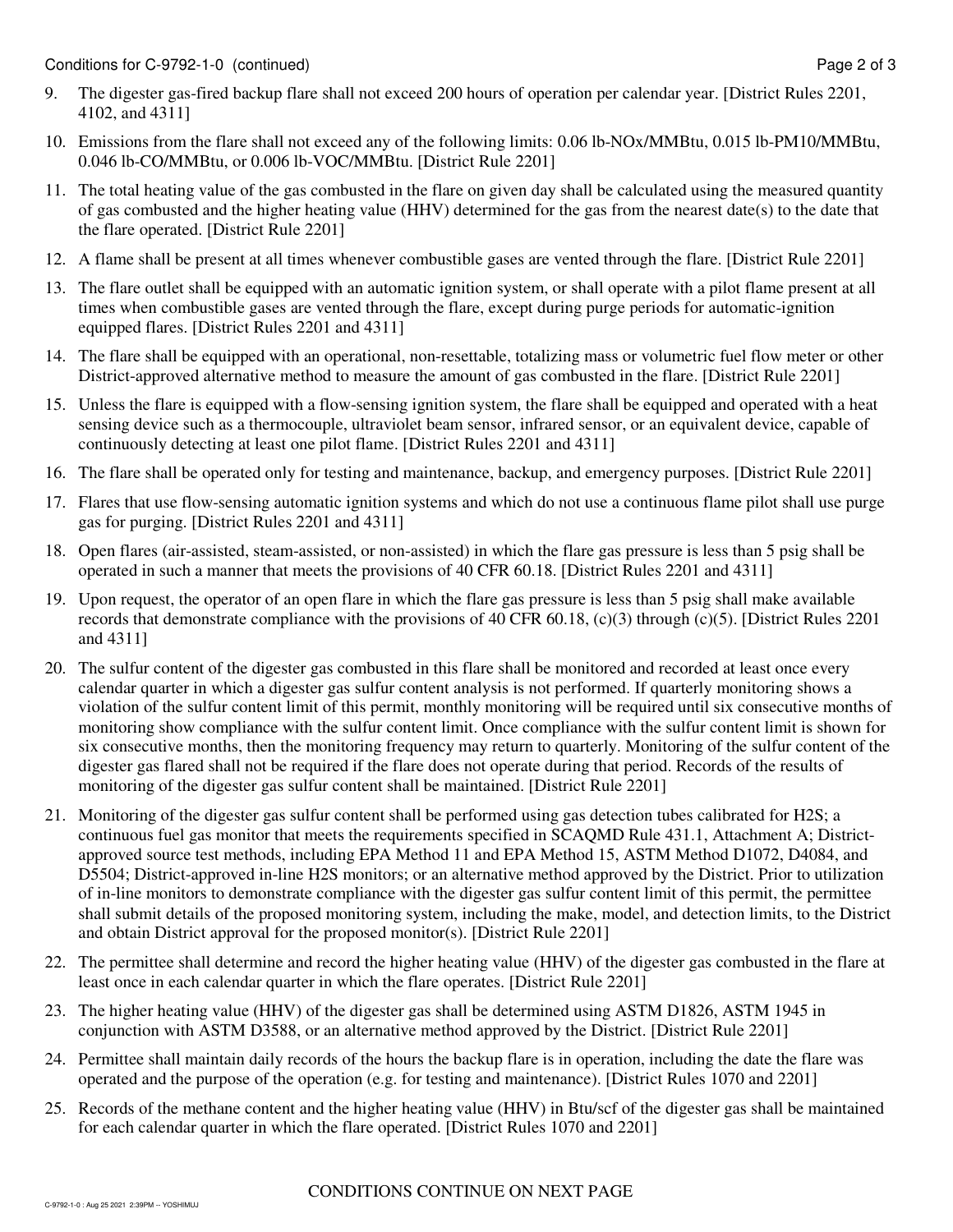9. The digester gas-fired backup flare shall not exceed 200 hours of operation per calendar year. [District Rules 2201, 4102, and 4311]

10. Emissions from the flare shall not exceed any of the following limits: 0.06 lb-NOx/MMBtu, 0.015 lb-PM10/MMBtu, 0.046 lb-CO/MMBtu, or 0.006 lb-VOC/MMBtu. [District Rule 2201]

11. The total heating value of the gas combusted in the flare on given day shall be calculated using the measured quantity of gas combusted and the higher heating value (HHV) determined for the gas from the nearest date(s) to the date that the flare operated. [District Rule 2201]

12. A flame shall be present at all times whenever combustible gases are vented through the flare. [District Rule 2201]

13. The flare outlet shall be equipped with an automatic ignition system, or shall operate with a pilot flame present at all times when combustible gases are vented through the flare, except during purge periods for automatic-ignition equipped flares. [District Rules 2201 and 4311]

14. The flare shall be equipped with an operational, non-resettable, totalizing mass or volumetric fuel flow meter or other District-approved alternative method to measure the amount of gas combusted in the flare. [District Rule 2201]

15. Unless the flare is equipped with a flow-sensing ignition system, the flare shall be equipped and operated with a heat sensing device such as a thermocouple, ultraviolet beam sensor, infrared sensor, or an equivalent device, capable of continuously detecting at least one pilot flame. [District Rules 2201 and 4311]

16. The flare shall be operated only for testing and maintenance, backup, and emergency purposes. [District Rule 2201]

17. Flares that use flow-sensing automatic ignition systems and which do not use a continuous flame pilot shall use purge gas for purging. [District Rules 2201 and 4311]

18. Open flares (air-assisted, steam-assisted, or non-assisted) in which the flare gas pressure is less than 5 psig shall be operated in such a manner that meets the provisions of 40 CFR 60.18. [District Rules 2201 and 4311]

19. Upon request, the operator of an open flare in which the flare gas pressure is less than 5 psig shall make available records that demonstrate compliance with the provisions of 40 CFR 60.18, (c)(3) through (c)(5). [District Rules 2201 and 4311]

20. The sulfur content of the digester gas combusted in this flare shall be monitored and recorded at least once every calendar quarter in which a digester gas sulfur content analysis is not performed. If quarterly monitoring shows a violation of the sulfur content limit of this permit, monthly monitoring will be required until six consecutive months of monitoring show compliance with the sulfur content limit. Once compliance with the sulfur content limit is shown for six consecutive months, then the monitoring frequency may return to quarterly. Monitoring of the sulfur content of the digester gas flared shall not be required if the flare does not operate during that period. Records of the results of monitoring of the digester gas sulfur content shall be maintained. [District Rule 2201]

21. Monitoring of the digester gas sulfur content shall be performed using gas detection tubes calibrated for $H_2S$; a continuous fuel gas monitor that meets the requirements specified in SCAQMD Rule 431.1, Attachment A; District-approved source test methods, including EPA Method 11 and EPA Method 15, ASTM Method D1072, D4084, and D5504; District-approved in-line $H_2S$ monitors; or an alternative method approved by the District. Prior to utilization of in-line monitors to demonstrate compliance with the digester gas sulfur content limit of this permit, the permittee shall submit details of the proposed monitoring system, including the make, model, and detection limits, to the District and obtain District approval for the proposed monitor(s). [District Rule 2201]

22. The permittee shall determine and record the higher heating value (HHV) of the digester gas combusted in the flare at least once in each calendar quarter in which the flare operates. [District Rule 2201]

23. The higher heating value (HHV) of the digester gas shall be determined using ASTM D1826, ASTM 1945 in conjunction with ASTM D3588, or an alternative method approved by the District. [District Rule 2201]

24. Permittee shall maintain daily records of the hours the backup flare is in operation, including the date the flare was operated and the purpose of the operation (e.g. for testing and maintenance). [District Rules 1070 and 2201]

25. Records of the methane content and the higher heating value (HHV) in Btu/scf of the digester gas shall be maintained for each calendar quarter in which the flare operated. [District Rules 1070 and 2201]

CONDITIONS CONTINUE ON NEXT PAGE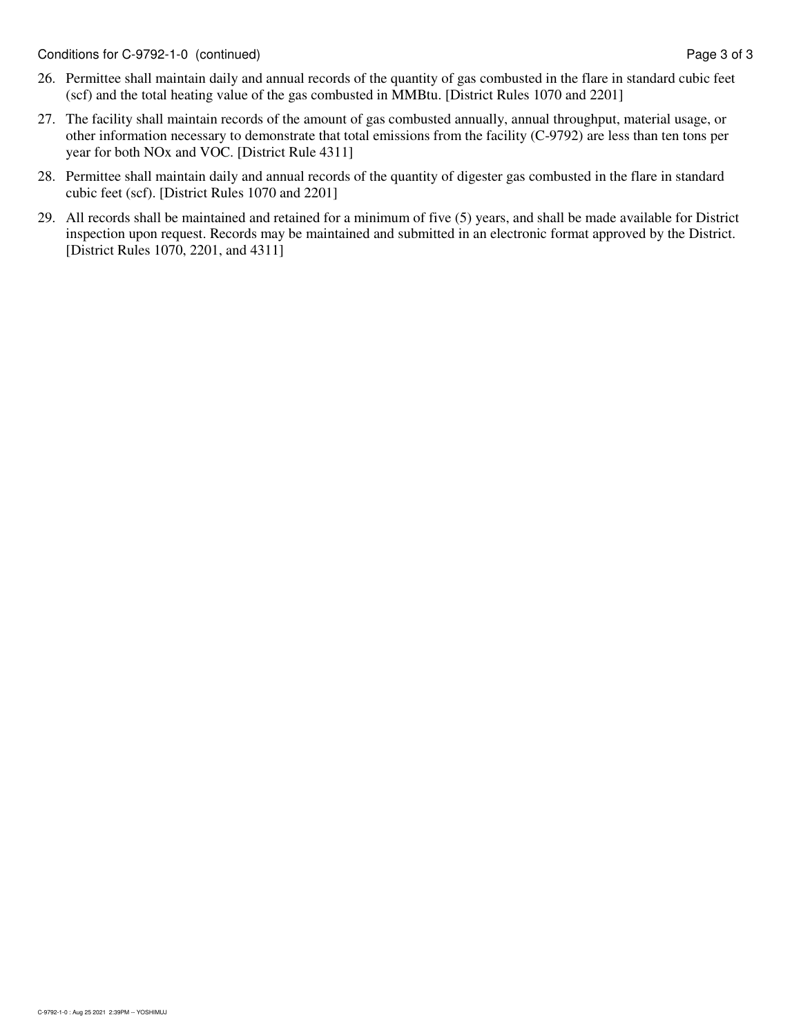26. Permittee shall maintain daily and annual records of the quantity of gas combusted in the flare in standard cubic feet (scf) and the total heating value of the gas combusted in MMBtu. [District Rules 1070 and 2201]
27. The facility shall maintain records of the amount of gas combusted annually, annual throughput, material usage, or other information necessary to demonstrate that total emissions from the facility (C-9792) are less than ten tons per year for both NOx and VOC. [District Rule 4311]
28. Permittee shall maintain daily and annual records of the quantity of digester gas combusted in the flare in standard cubic feet (scf). [District Rules 1070 and 2201]
29. All records shall be maintained and retained for a minimum of five (5) years, and shall be made available for District inspection upon request. Records may be maintained and submitted in an electronic format approved by the District. [District Rules 1070, 2201, and 4311]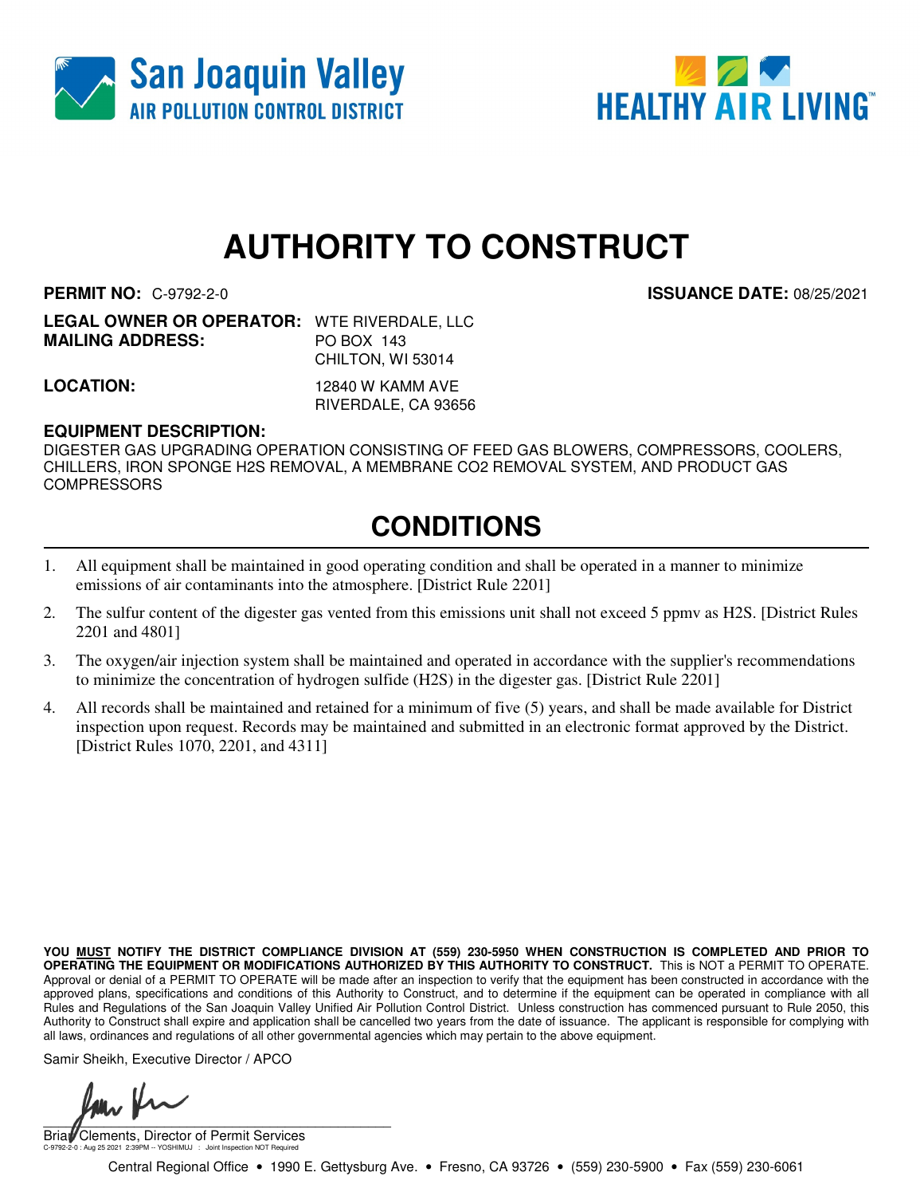# AUTHORITY TO CONSTRUCT

**PERMIT NO:** C-9792-2-0 **ISSUANCE DATE:** 08/25/2021

**LEGAL OWNER OR OPERATOR:** WTE RIVERDALE, LLC
**MAILING ADDRESS:** PO BOX 143
CHILTON, WI 53014

**LOCATION:** 12840 W KAMM AVE
RIVERDALE, CA 93656

**EQUIPMENT DESCRIPTION:**
DIGESTER GAS UPGRADING OPERATION CONSISTING OF FEED GAS BLOWERS, COMPRESSORS, COOLERS, CHILLERS, IRON SPONGE H2S REMOVAL, A MEMBRANE CO2 REMOVAL SYSTEM, AND PRODUCT GAS COMPRESSORS

## CONDITIONS

1. All equipment shall be maintained in good operating condition and shall be operated in a manner to minimize emissions of air contaminants into the atmosphere. [District Rule 2201]
2. The sulfur content of the digester gas vented from this emissions unit shall not exceed 5 ppmv as H2S. [District Rules 2201 and 4801]
3. The oxygen/air injection system shall be maintained and operated in accordance with the supplier's recommendations to minimize the concentration of hydrogen sulfide (H2S) in the digester gas. [District Rule 2201]
4. All records shall be maintained and retained for a minimum of five (5) years, and shall be made available for District inspection upon request. Records may be maintained and submitted in an electronic format approved by the District. [District Rules 1070, 2201, and 4311]

**YOU MUST NOTIFY THE DISTRICT COMPLIANCE DIVISION AT (559) 230-5950 WHEN CONSTRUCTION IS COMPLETED AND PRIOR TO OPERATING THE EQUIPMENT OR MODIFICATIONS AUTHORIZED BY THIS AUTHORITY TO CONSTRUCT.** This is NOT a PERMIT TO OPERATE. Approval or denial of a PERMIT TO OPERATE will be made after an inspection to verify that the equipment has been constructed in accordance with the approved plans, specifications and conditions of this Authority to Construct, and to determine if the equipment can be operated in compliance with all Rules and Regulations of the San Joaquin Valley Unified Air Pollution Control District. Unless construction has commenced pursuant to Rule 2050, this Authority to Construct shall expire and application shall be cancelled two years from the date of issuance. The applicant is responsible for complying with all laws, ordinances and regulations of all other governmental agencies which may pertain to the above equipment.

Samir Sheikh, Executive Director / APCO

Brian Clements, Director of Permit Services

C-9792-2-0 : Aug 25 2021 2:39PM -- YOSHIMUJ : Joint Inspection NOT Required

Central Regional Office • 1990 E. Gettysburg Ave. • Fresno, CA 93726 • (559) 230-5900 • Fax (559) 230-6061